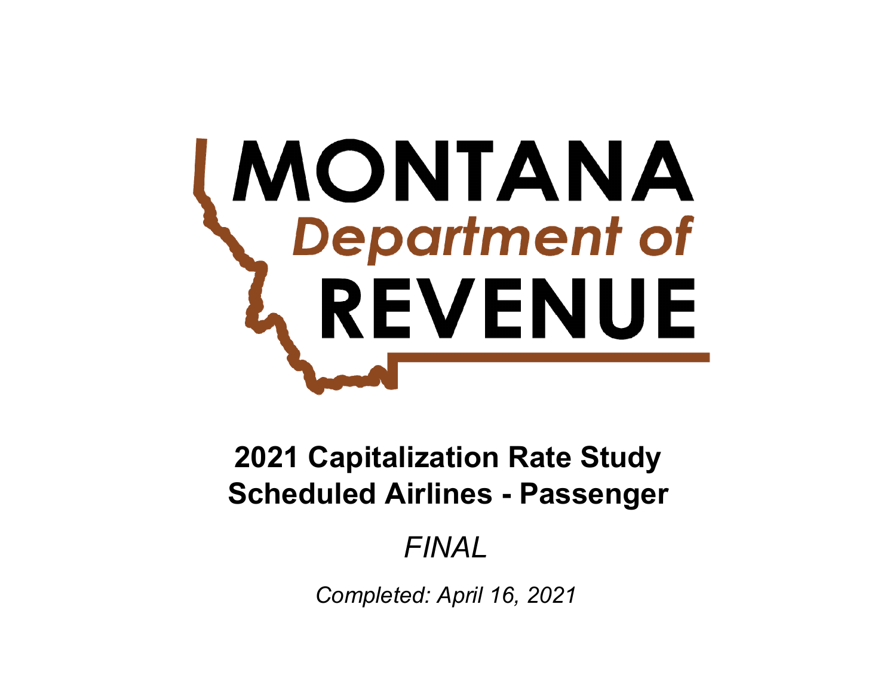MONTANA
Department of
REVENUE

# 2021 Capitalization Rate Study
# Scheduled Airlines - Passenger

*FINAL*

*Completed: April 16, 2021*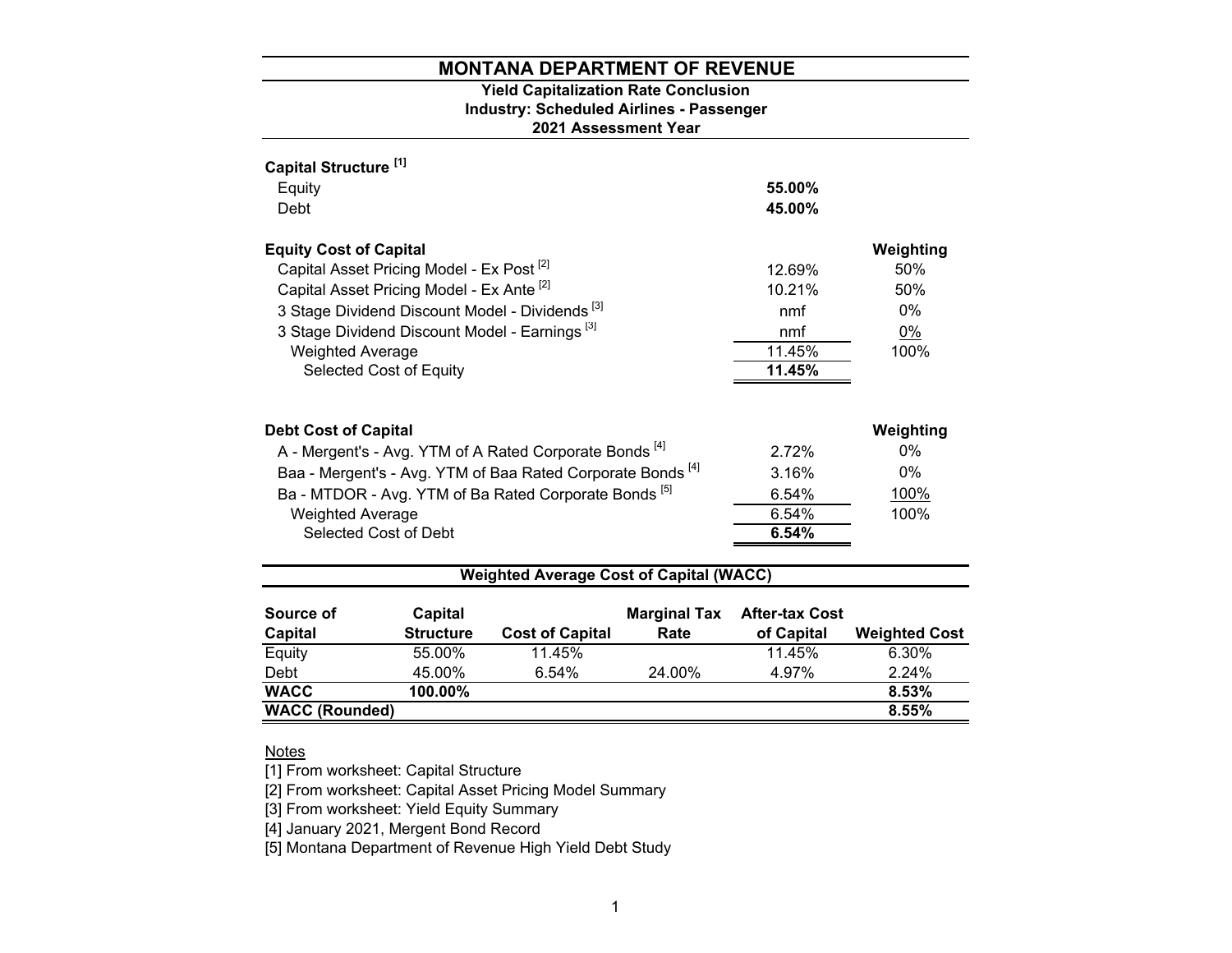# MONTANA DEPARTMENT OF REVENUE

**Yield Capitalization Rate Conclusion**
**Industry: Scheduled Airlines - Passenger**
**2021 Assessment Year**

| **Capital Structure** [1] | | |
|---|---|---|
| Equity | **55.00%** | |
| Debt | **45.00%** | |

| **Equity Cost of Capital** | | **Weighting** |
|---|---|---|
| Capital Asset Pricing Model - Ex Post [2] | 12.69% | 50% |
| Capital Asset Pricing Model - Ex Ante [2] | 10.21% | 50% |
| 3 Stage Dividend Discount Model - Dividends [3] | nmf | 0% |
| 3 Stage Dividend Discount Model - Earnings [3] | nmf | 0% |
| Weighted Average | 11.45% | 100% |
| Selected Cost of Equity | **11.45%** | |

| **Debt Cost of Capital** | | **Weighting** |
|---|---|---|
| A - Mergent's - Avg. YTM of A Rated Corporate Bonds [4] | 2.72% | 0% |
| Baa - Mergent's - Avg. YTM of Baa Rated Corporate Bonds [4] | 3.16% | 0% |
| Ba - MTDOR - Avg. YTM of Ba Rated Corporate Bonds [5] | 6.54% | 100% |
| Weighted Average | 6.54% | 100% |
| Selected Cost of Debt | **6.54%** | |

## Weighted Average Cost of Capital (WACC)

| Source of Capital | Capital Structure | Cost of Capital | Marginal Tax Rate | After-tax Cost of Capital | Weighted Cost |
|---|---|---|---|---|---|
| Equity | 55.00% | 11.45% | | 11.45% | 6.30% |
| Debt | 45.00% | 6.54% | 24.00% | 4.97% | 2.24% |
| **WACC** | **100.00%** | | | | **8.53%** |
| **WACC (Rounded)** | | | | | **8.55%** |

Notes

[1] From worksheet: Capital Structure

[2] From worksheet: Capital Asset Pricing Model Summary

[3] From worksheet: Yield Equity Summary

[4] January 2021, Mergent Bond Record

[5] Montana Department of Revenue High Yield Debt Study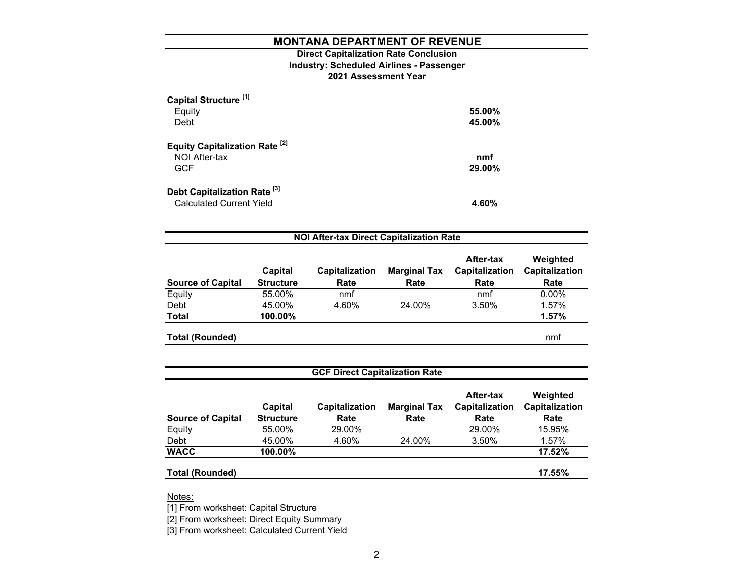# MONTANA DEPARTMENT OF REVENUE

**Direct Capitalization Rate Conclusion**
**Industry: Scheduled Airlines - Passenger**
**2021 Assessment Year**

**Capital Structure [1]**

| | |
|---|---|
| Equity | **55.00%** |
| Debt | **45.00%** |

**Equity Capitalization Rate [2]**

| | |
|---|---|
| NOI After-tax | **nmf** |
| GCF | **29.00%** |

**Debt Capitalization Rate [3]**

| | |
|---|---|
| Calculated Current Yield | **4.60%** |

**NOI After-tax Direct Capitalization Rate**

| Source of Capital | Capital Structure | Capitalization Rate | Marginal Tax Rate | After-tax Capitalization Rate | Weighted Capitalization Rate |
|---|---|---|---|---|---|
| Equity | 55.00% | nmf | | nmf | 0.00% |
| Debt | 45.00% | 4.60% | 24.00% | 3.50% | 1.57% |
| **Total** | **100.00%** | | | | **1.57%** |
| **Total (Rounded)** | | | | | nmf |

**GCF Direct Capitalization Rate**

| Source of Capital | Capital Structure | Capitalization Rate | Marginal Tax Rate | After-tax Capitalization Rate | Weighted Capitalization Rate |
|---|---|---|---|---|---|
| Equity | 55.00% | 29.00% | | 29.00% | 15.95% |
| Debt | 45.00% | 4.60% | 24.00% | 3.50% | 1.57% |
| **WACC** | **100.00%** | | | | **17.52%** |
| **Total (Rounded)** | | | | | **17.55%** |

Notes:

[1] From worksheet: Capital Structure

[2] From worksheet: Direct Equity Summary

[3] From worksheet: Calculated Current Yield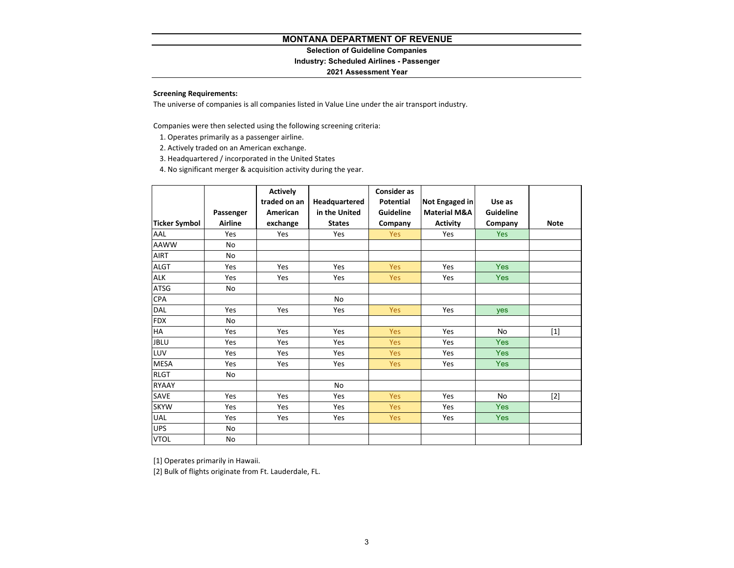# MONTANA DEPARTMENT OF REVENUE

**Selection of Guideline Companies**

**Industry: Scheduled Airlines - Passenger**

**2021 Assessment Year**

**Screening Requirements:**

The universe of companies is all companies listed in Value Line under the air transport industry.

Companies were then selected using the following screening criteria:

1. Operates primarily as a passenger airline.
2. Actively traded on an American exchange.
3. Headquartered / incorporated in the United States
4. No significant merger & acquisition activity during the year.

| Ticker Symbol | Passenger Airline | Actively traded on an American exchange | Headquartered in the United States | Consider as Potential Guideline Company | Not Engaged in Material M&A Activity | Use as Guideline Company | Note |
|---|---|---|---|---|---|---|---|
| AAL | Yes | Yes | Yes | Yes | Yes | Yes | |
| AAWW | No | | | | | | |
| AIRT | No | | | | | | |
| ALGT | Yes | Yes | Yes | Yes | Yes | Yes | |
| ALK | Yes | Yes | Yes | Yes | Yes | Yes | |
| ATSG | No | | | | | | |
| CPA | | | No | | | | |
| DAL | Yes | Yes | Yes | Yes | Yes | yes | |
| FDX | No | | | | | | |
| HA | Yes | Yes | Yes | Yes | Yes | No | [1] |
| JBLU | Yes | Yes | Yes | Yes | Yes | Yes | |
| LUV | Yes | Yes | Yes | Yes | Yes | Yes | |
| MESA | Yes | Yes | Yes | Yes | Yes | Yes | |
| RLGT | No | | | | | | |
| RYAAY | | | No | | | | |
| SAVE | Yes | Yes | Yes | Yes | Yes | No | [2] |
| SKYW | Yes | Yes | Yes | Yes | Yes | Yes | |
| UAL | Yes | Yes | Yes | Yes | Yes | Yes | |
| UPS | No | | | | | | |
| VTOL | No | | | | | | |

[1] Operates primarily in Hawaii.

[2] Bulk of flights originate from Ft. Lauderdale, FL.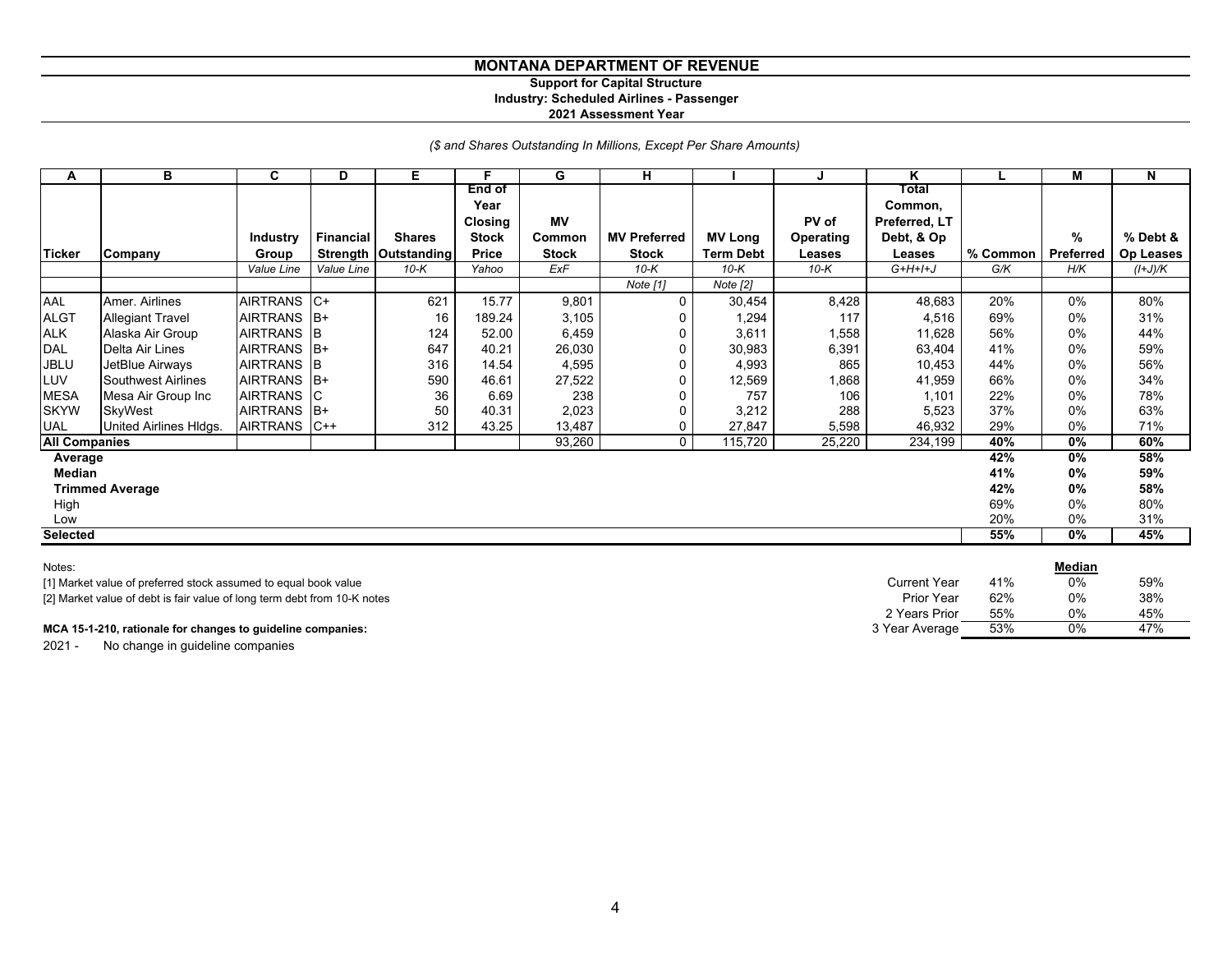# MONTANA DEPARTMENT OF REVENUE

**Support for Capital Structure**
**Industry: Scheduled Airlines - Passenger**
**2021 Assessment Year**

*($ and Shares Outstanding In Millions, Except Per Share Amounts)*

| A | B | C | D | E | F | G | H | I | J | K | L | M | N |
|---|---|---|---|---|---|---|---|---|---|---|---|---|---|
| Ticker | Company | Industry Group | Financial Strength | Shares Outstanding | End of Year Closing Stock Price | MV Common Stock | MV Preferred Stock | MV Long Term Debt | PV of Operating Leases | Total Common, Preferred, LT Debt, & Op Leases | % Common | % Preferred | % Debt & Op Leases |
| | | *Value Line* | *Value Line* | *10-K* | *Yahoo* | *ExF* | *10-K* | *10-K* | *10-K* | *G+H+I+J* | *G/K* | *H/K* | *(I+J)/K* |
| | | | | | | | *Note [1]* | *Note [2]* | | | | | |
| AAL | Amer. Airlines | AIRTRANS | C+ | 621 | 15.77 | 9,801 | 0 | 30,454 | 8,428 | 48,683 | 20% | 0% | 80% |
| ALGT | Allegiant Travel | AIRTRANS | B+ | 16 | 189.24 | 3,105 | 0 | 1,294 | 117 | 4,516 | 69% | 0% | 31% |
| ALK | Alaska Air Group | AIRTRANS | B | 124 | 52.00 | 6,459 | 0 | 3,611 | 1,558 | 11,628 | 56% | 0% | 44% |
| DAL | Delta Air Lines | AIRTRANS | B+ | 647 | 40.21 | 26,030 | 0 | 30,983 | 6,391 | 63,404 | 41% | 0% | 59% |
| JBLU | JetBlue Airways | AIRTRANS | B | 316 | 14.54 | 4,595 | 0 | 4,993 | 865 | 10,453 | 44% | 0% | 56% |
| LUV | Southwest Airlines | AIRTRANS | B+ | 590 | 46.61 | 27,522 | 0 | 12,569 | 1,868 | 41,959 | 66% | 0% | 34% |
| MESA | Mesa Air Group Inc | AIRTRANS | C | 36 | 6.69 | 238 | 0 | 757 | 106 | 1,101 | 22% | 0% | 78% |
| SKYW | SkyWest | AIRTRANS | B+ | 50 | 40.31 | 2,023 | 0 | 3,212 | 288 | 5,523 | 37% | 0% | 63% |
| UAL | United Airlines Hldgs. | AIRTRANS | C++ | 312 | 43.25 | 13,487 | 0 | 27,847 | 5,598 | 46,932 | 29% | 0% | 71% |
| **All Companies** | | | | | | 93,260 | 0 | 115,720 | 25,220 | 234,199 | **40%** | **0%** | **60%** |
| **Average** | | | | | | | | | | | **42%** | **0%** | **58%** |
| **Median** | | | | | | | | | | | **41%** | **0%** | **59%** |
| **Trimmed Average** | | | | | | | | | | | **42%** | **0%** | **58%** |
| High | | | | | | | | | | | 69% | 0% | 80% |
| Low | | | | | | | | | | | 20% | 0% | 31% |
| **Selected** | | | | | | | | | | | **55%** | **0%** | **45%** |

Notes:

[1] Market value of preferred stock assumed to equal book value

[2] Market value of debt is fair value of long term debt from 10-K notes

| | Median | | |
|---|---|---|---|
| Current Year | 41% | 0% | 59% |
| Prior Year | 62% | 0% | 38% |
| 2 Years Prior | 55% | 0% | 45% |
| 3 Year Average | 53% | 0% | 47% |

**MCA 15-1-210, rationale for changes to guideline companies:**

2021 - No change in guideline companies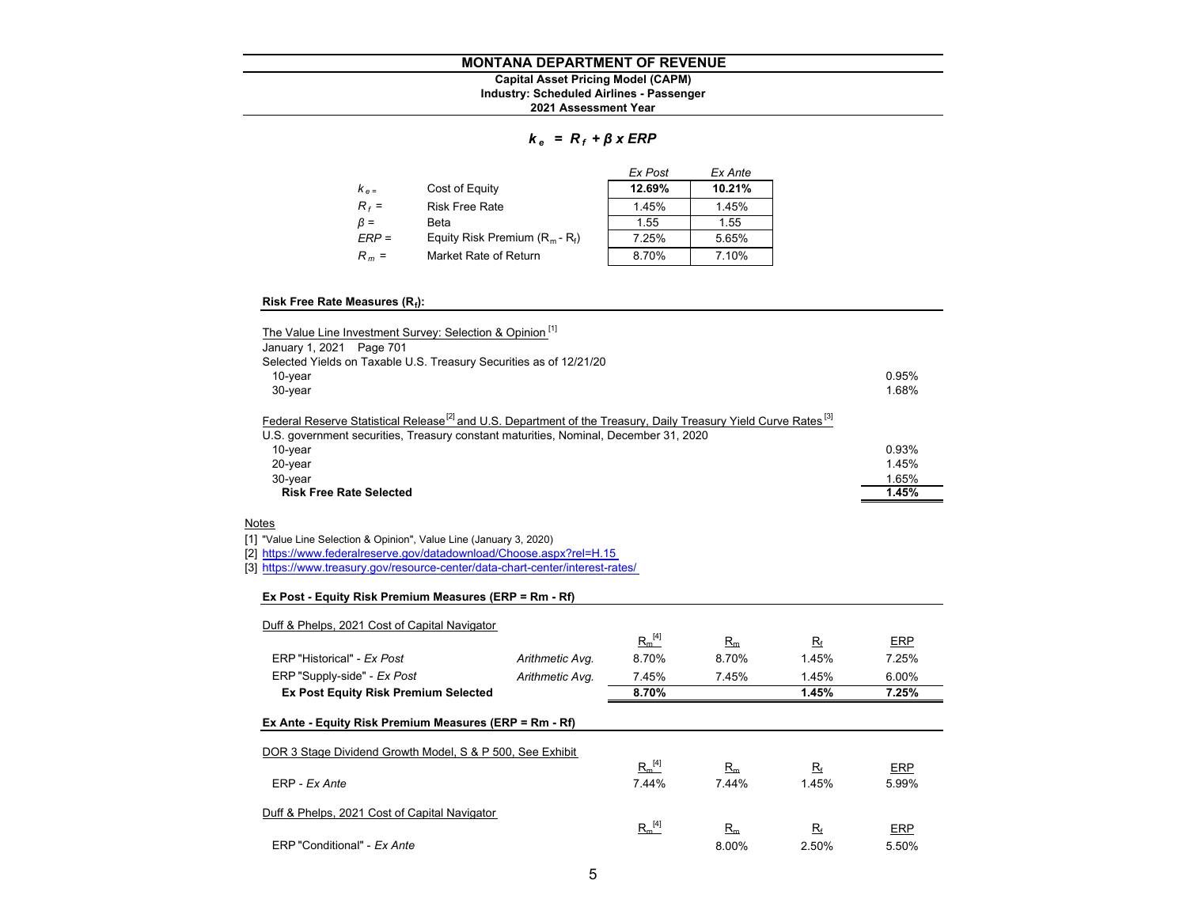# MONTANA DEPARTMENT OF REVENUE

**Capital Asset Pricing Model (CAPM)**
**Industry: Scheduled Airlines - Passenger**
**2021 Assessment Year**

$$k_e = R_f + \beta \times ERP$$

| | | *Ex Post* | *Ex Ante* |
|---|---|---|---|
| $k_e$ = | Cost of Equity | **12.69%** | **10.21%** |
| $R_f$ = | Risk Free Rate | 1.45% | 1.45% |
| $\beta$ = | Beta | 1.55 | 1.55 |
| $ERP$ = | Equity Risk Premium ($R_m$ - $R_f$) | 7.25% | 5.65% |
| $R_m$ = | Market Rate of Return | 8.70% | 7.10% |

### Risk Free Rate Measures ($R_f$):

The Value Line Investment Survey: Selection & Opinion [1]
January 1, 2021 Page 701
Selected Yields on Taxable U.S. Treasury Securities as of 12/21/20

| | |
|---|---|
| 10-year | 0.95% |
| 30-year | 1.68% |

Federal Reserve Statistical Release [2] and U.S. Department of the Treasury, Daily Treasury Yield Curve Rates [3]
U.S. government securities, Treasury constant maturities, Nominal, December 31, 2020

| | |
|---|---|
| 10-year | 0.93% |
| 20-year | 1.45% |
| 30-year | 1.65% |
| **Risk Free Rate Selected** | **1.45%** |

Notes
[1] "Value Line Selection & Opinion", Value Line (January 3, 2020)
[2] https://www.federalreserve.gov/datadownload/Choose.aspx?rel=H.15
[3] https://www.treasury.gov/resource-center/data-chart-center/interest-rates/

### Ex Post - Equity Risk Premium Measures (ERP = Rm - Rf)

Duff & Phelps, 2021 Cost of Capital Navigator

| | | $R_m$ [4] | $R_m$ | $R_f$ | ERP |
|---|---|---|---|---|---|
| ERP "Historical" - *Ex Post* | *Arithmetic Avg.* | 8.70% | 8.70% | 1.45% | 7.25% |
| ERP "Supply-side" - *Ex Post* | *Arithmetic Avg.* | 7.45% | 7.45% | 1.45% | 6.00% |
| **Ex Post Equity Risk Premium Selected** | | **8.70%** | | **1.45%** | **7.25%** |

### Ex Ante - Equity Risk Premium Measures (ERP = Rm - Rf)

DOR 3 Stage Dividend Growth Model, S & P 500, See Exhibit

| | $R_m$ [4] | $R_m$ | $R_f$ | ERP |
|---|---|---|---|---|
| ERP - *Ex Ante* | 7.44% | 7.44% | 1.45% | 5.99% |

Duff & Phelps, 2021 Cost of Capital Navigator

| | $R_m$ [4] | $R_m$ | $R_f$ | ERP |
|---|---|---|---|---|
| ERP "Conditional" - *Ex Ante* | | 8.00% | 2.50% | 5.50% |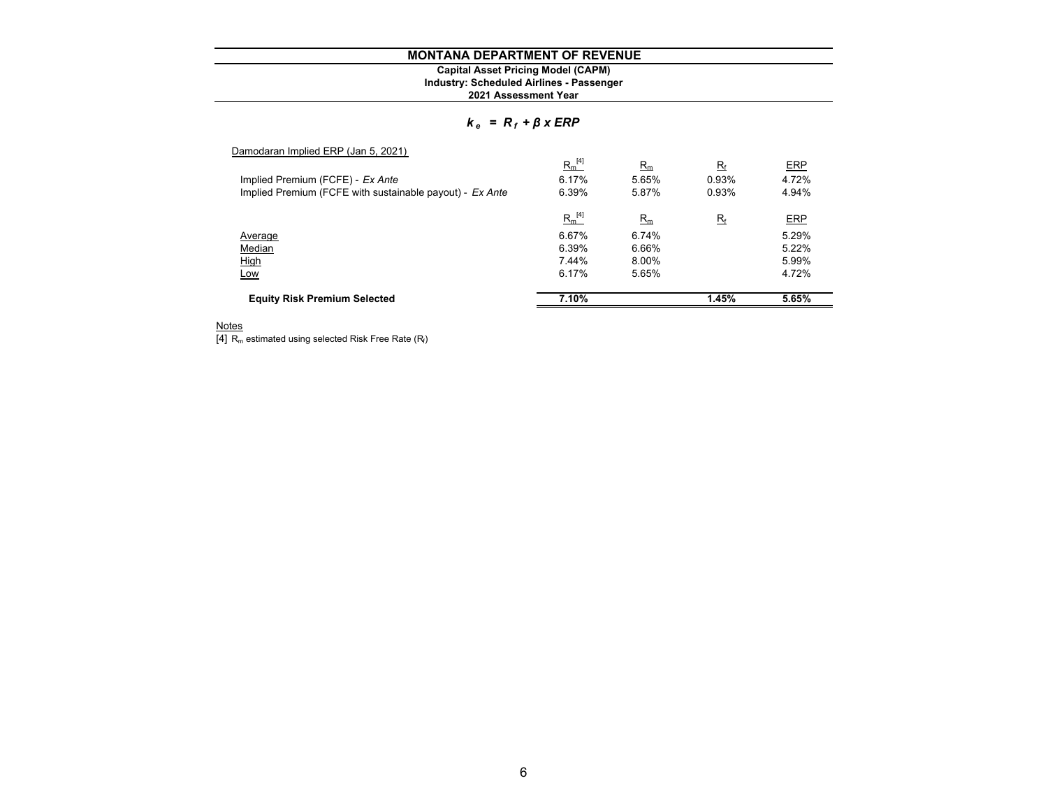# MONTANA DEPARTMENT OF REVENUE

**Capital Asset Pricing Model (CAPM)**
**Industry: Scheduled Airlines - Passenger**
**2021 Assessment Year**

$$k_e = R_f + \beta \times ERP$$

Damodaran Implied ERP (Jan 5, 2021)

| | $R_m$ [4] | $R_m$ | $R_f$ | ERP |
|---|---|---|---|---|
| Implied Premium (FCFE) - *Ex Ante* | 6.17% | 5.65% | 0.93% | 4.72% |
| Implied Premium (FCFE with sustainable payout) - *Ex Ante* | 6.39% | 5.87% | 0.93% | 4.94% |
| | $R_m$ [4] | $R_m$ | $R_f$ | ERP |
| Average | 6.67% | 6.74% | | 5.29% |
| Median | 6.39% | 6.66% | | 5.22% |
| High | 7.44% | 8.00% | | 5.99% |
| Low | 6.17% | 5.65% | | 4.72% |
| **Equity Risk Premium Selected** | **7.10%** | | **1.45%** | **5.65%** |

Notes

[4] $R_m$ estimated using selected Risk Free Rate ($R_f$)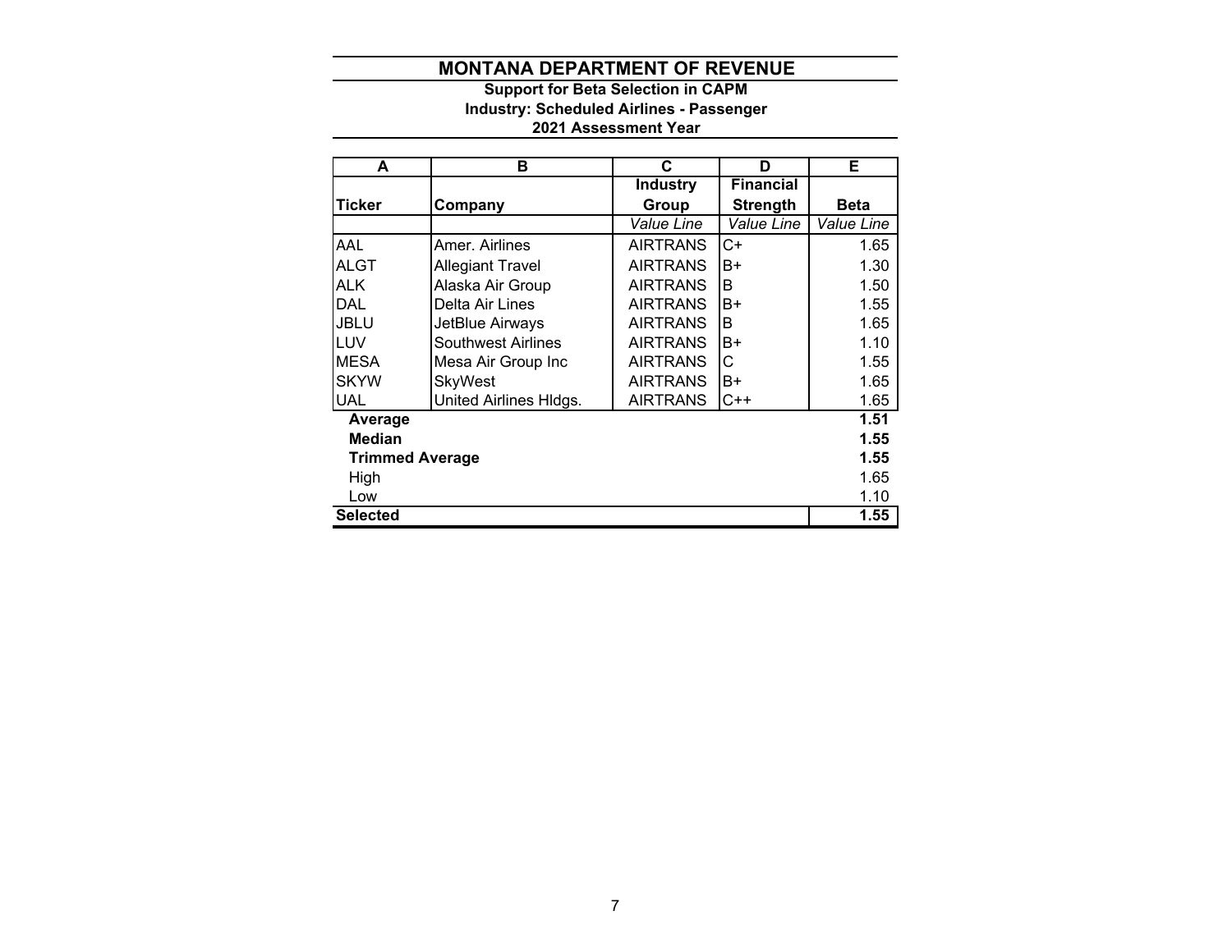# MONTANA DEPARTMENT OF REVENUE

**Support for Beta Selection in CAPM**

**Industry: Scheduled Airlines - Passenger**

**2021 Assessment Year**

| A | B | C | D | E |
|---|---|---|---|---|
| **Ticker** | **Company** | **Industry Group** | **Financial Strength** | **Beta** |
| | | *Value Line* | *Value Line* | *Value Line* |
| AAL | Amer. Airlines | AIRTRANS | C+ | 1.65 |
| ALGT | Allegiant Travel | AIRTRANS | B+ | 1.30 |
| ALK | Alaska Air Group | AIRTRANS | B | 1.50 |
| DAL | Delta Air Lines | AIRTRANS | B+ | 1.55 |
| JBLU | JetBlue Airways | AIRTRANS | B | 1.65 |
| LUV | Southwest Airlines | AIRTRANS | B+ | 1.10 |
| MESA | Mesa Air Group Inc | AIRTRANS | C | 1.55 |
| SKYW | SkyWest | AIRTRANS | B+ | 1.65 |
| UAL | United Airlines Hldgs. | AIRTRANS | C++ | 1.65 |
| **Average** | | | | **1.51** |
| **Median** | | | | **1.55** |
| **Trimmed Average** | | | | **1.55** |
| High | | | | 1.65 |
| Low | | | | 1.10 |
| **Selected** | | | | **1.55** |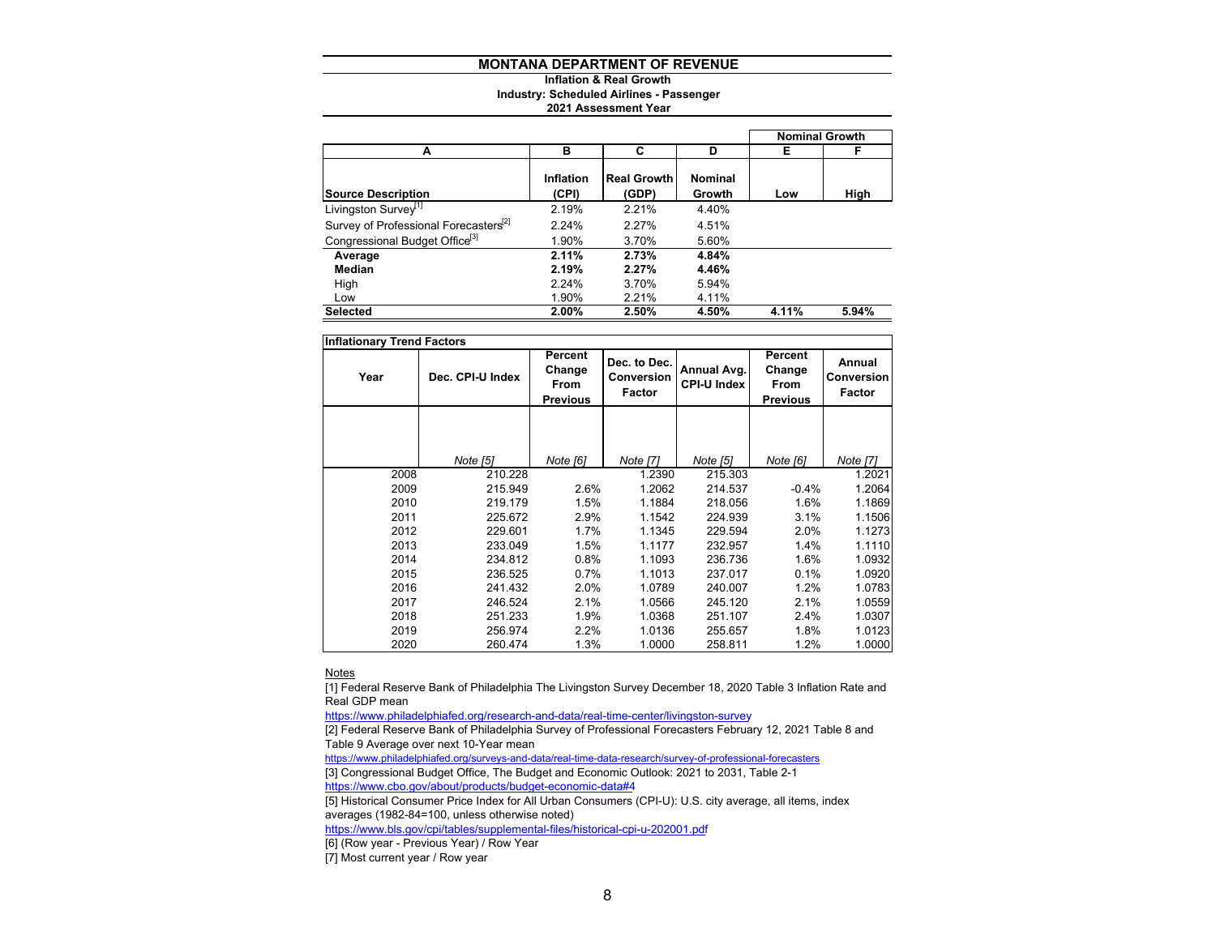# MONTANA DEPARTMENT OF REVENUE

**Inflation & Real Growth**
**Industry: Scheduled Airlines - Passenger**
**2021 Assessment Year**

| | | | | Nominal Growth | |
|---|---|---|---|---|---|
| A | B | C | D | E | F |
| **Source Description** | **Inflation (CPI)** | **Real Growth (GDP)** | **Nominal Growth** | **Low** | **High** |
| Livingston Survey[1] | 2.19% | 2.21% | 4.40% | | |
| Survey of Professional Forecasters[2] | 2.24% | 2.27% | 4.51% | | |
| Congressional Budget Office[3] | 1.90% | 3.70% | 5.60% | | |
| **Average** | **2.11%** | **2.73%** | **4.84%** | | |
| **Median** | **2.19%** | **2.27%** | **4.46%** | | |
| High | 2.24% | 3.70% | 5.94% | | |
| Low | 1.90% | 2.21% | 4.11% | | |
| **Selected** | **2.00%** | **2.50%** | **4.50%** | **4.11%** | **5.94%** |

**Inflationary Trend Factors**

| Year | Dec. CPI-U Index | Percent Change From Previous | Dec. to Dec. Conversion Factor | Annual Avg. CPI-U Index | Percent Change From Previous | Annual Conversion Factor |
|---|---|---|---|---|---|---|
| | *Note [5]* | *Note [6]* | *Note [7]* | *Note [5]* | *Note [6]* | *Note [7]* |
| 2008 | 210.228 | | 1.2390 | 215.303 | | 1.2021 |
| 2009 | 215.949 | 2.6% | 1.2062 | 214.537 | -0.4% | 1.2064 |
| 2010 | 219.179 | 1.5% | 1.1884 | 218.056 | 1.6% | 1.1869 |
| 2011 | 225.672 | 2.9% | 1.1542 | 224.939 | 3.1% | 1.1506 |
| 2012 | 229.601 | 1.7% | 1.1345 | 229.594 | 2.0% | 1.1273 |
| 2013 | 233.049 | 1.5% | 1.1177 | 232.957 | 1.4% | 1.1110 |
| 2014 | 234.812 | 0.8% | 1.1093 | 236.736 | 1.6% | 1.0932 |
| 2015 | 236.525 | 0.7% | 1.1013 | 237.017 | 0.1% | 1.0920 |
| 2016 | 241.432 | 2.0% | 1.0789 | 240.007 | 1.2% | 1.0783 |
| 2017 | 246.524 | 2.1% | 1.0566 | 245.120 | 2.1% | 1.0559 |
| 2018 | 251.233 | 1.9% | 1.0368 | 251.107 | 2.4% | 1.0307 |
| 2019 | 256.974 | 2.2% | 1.0136 | 255.657 | 1.8% | 1.0123 |
| 2020 | 260.474 | 1.3% | 1.0000 | 258.811 | 1.2% | 1.0000 |

Notes

[1] Federal Reserve Bank of Philadelphia The Livingston Survey December 18, 2020 Table 3 Inflation Rate and Real GDP mean
https://www.philadelphiafed.org/research-and-data/real-time-center/livingston-survey

[2] Federal Reserve Bank of Philadelphia Survey of Professional Forecasters February 12, 2021 Table 8 and Table 9 Average over next 10-Year mean
https://www.philadelphiafed.org/surveys-and-data/real-time-data-research/survey-of-professional-forecasters

[3] Congressional Budget Office, The Budget and Economic Outlook: 2021 to 2031, Table 2-1
https://www.cbo.gov/about/products/budget-economic-data#4

[5] Historical Consumer Price Index for All Urban Consumers (CPI-U): U.S. city average, all items, index averages (1982-84=100, unless otherwise noted)
https://www.bls.gov/cpi/tables/supplemental-files/historical-cpi-u-202001.pdf

[6] (Row year - Previous Year) / Row Year

[7] Most current year / Row year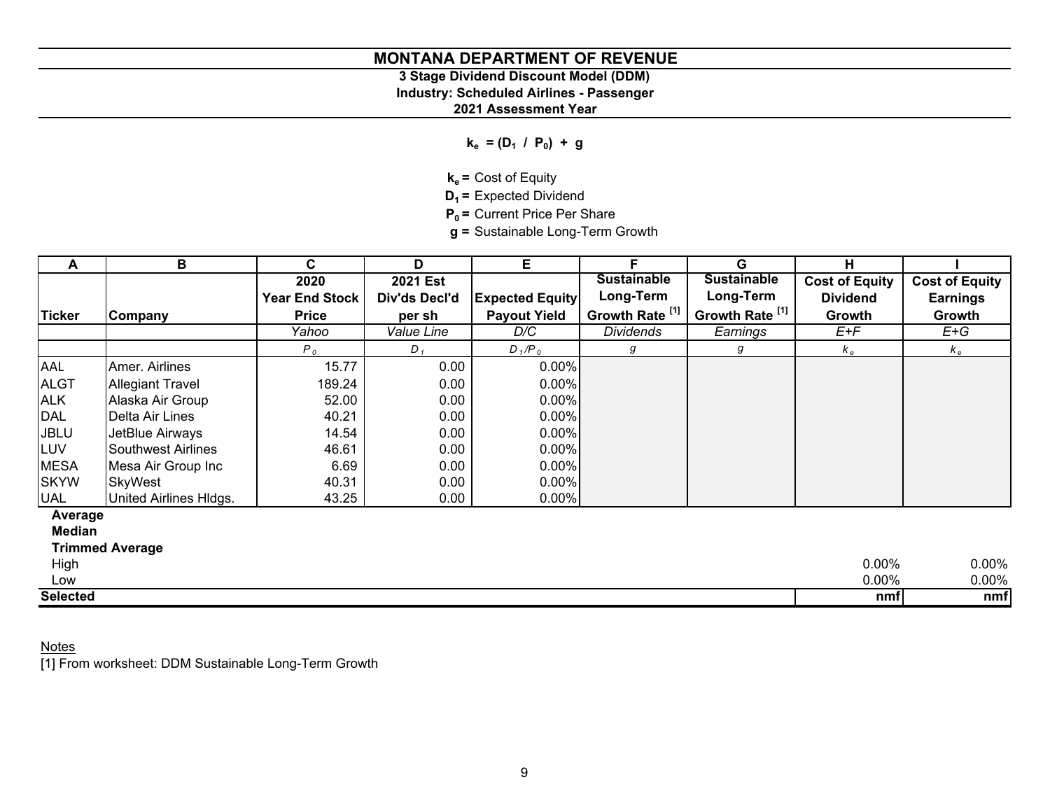# MONTANA DEPARTMENT OF REVENUE

**3 Stage Dividend Discount Model (DDM)**
**Industry: Scheduled Airlines - Passenger**
**2021 Assessment Year**

$$k_e = (D_1 / P_0) + g$$

$k_e$ = Cost of Equity
$D_1$ = Expected Dividend
$P_0$ = Current Price Per Share
$g$ = Sustainable Long-Term Growth

| A | B | C | D | E | F | G | H | I |
|---|---|---|---|---|---|---|---|---|
| Ticker | Company | 2020 Year End Stock Price | 2021 Est Div'ds Decl'd per sh | Expected Equity Payout Yield | Sustainable Long-Term Growth Rate [1] | Sustainable Long-Term Growth Rate [1] | Cost of Equity Dividend Growth | Cost of Equity Earnings Growth |
| | | *Yahoo* | *Value Line* | *D/C* | *Dividends* | *Earnings* | *E+F* | *E+G* |
| | | $P_0$ | $D_1$ | $D_1/P_0$ | $g$ | $g$ | $k_e$ | $k_e$ |
| AAL | Amer. Airlines | 15.77 | 0.00 | 0.00% | | | | |
| ALGT | Allegiant Travel | 189.24 | 0.00 | 0.00% | | | | |
| ALK | Alaska Air Group | 52.00 | 0.00 | 0.00% | | | | |
| DAL | Delta Air Lines | 40.21 | 0.00 | 0.00% | | | | |
| JBLU | JetBlue Airways | 14.54 | 0.00 | 0.00% | | | | |
| LUV | Southwest Airlines | 46.61 | 0.00 | 0.00% | | | | |
| MESA | Mesa Air Group Inc | 6.69 | 0.00 | 0.00% | | | | |
| SKYW | SkyWest | 40.31 | 0.00 | 0.00% | | | | |
| UAL | United Airlines Hldgs. | 43.25 | 0.00 | 0.00% | | | | |
| **Average** | | | | | | | | |
| **Median** | | | | | | | | |
| **Trimmed Average** | | | | | | | | |
| High | | | | | | | 0.00% | 0.00% |
| Low | | | | | | | 0.00% | 0.00% |
| **Selected** | | | | | | | **nmf** | **nmf** |

Notes
[1] From worksheet: DDM Sustainable Long-Term Growth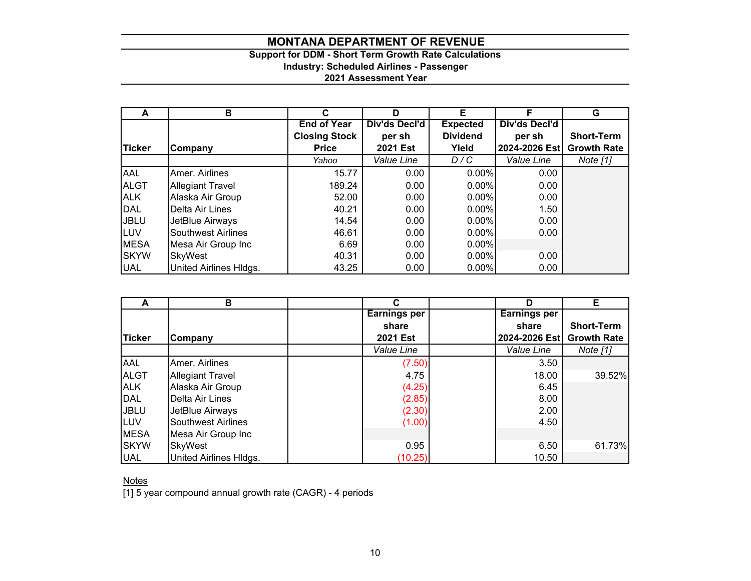# MONTANA DEPARTMENT OF REVENUE

**Support for DDM - Short Term Growth Rate Calculations**
**Industry: Scheduled Airlines - Passenger**
**2021 Assessment Year**

| A | B | C | D | E | F | G |
|---|---|---|---|---|---|---|
| **Ticker** | **Company** | **End of Year Closing Stock Price** | **Div'ds Decl'd per sh 2021 Est** | **Expected Dividend Yield** | **Div'ds Decl'd per sh 2024-2026 Est** | **Short-Term Growth Rate** |
| | | *Yahoo* | *Value Line* | *D / C* | *Value Line* | *Note [1]* |
| AAL | Amer. Airlines | 15.77 | 0.00 | 0.00% | 0.00 | |
| ALGT | Allegiant Travel | 189.24 | 0.00 | 0.00% | 0.00 | |
| ALK | Alaska Air Group | 52.00 | 0.00 | 0.00% | 0.00 | |
| DAL | Delta Air Lines | 40.21 | 0.00 | 0.00% | 1.50 | |
| JBLU | JetBlue Airways | 14.54 | 0.00 | 0.00% | 0.00 | |
| LUV | Southwest Airlines | 46.61 | 0.00 | 0.00% | 0.00 | |
| MESA | Mesa Air Group Inc | 6.69 | 0.00 | 0.00% | | |
| SKYW | SkyWest | 40.31 | 0.00 | 0.00% | 0.00 | |
| UAL | United Airlines Hldgs. | 43.25 | 0.00 | 0.00% | 0.00 | |

| A | B | C | D | E |
|---|---|---|---|---|
| **Ticker** | **Company** | **Earnings per share 2021 Est** | **Earnings per share 2024-2026 Est** | **Short-Term Growth Rate** |
| | | *Value Line* | *Value Line* | *Note [1]* |
| AAL | Amer. Airlines | (7.50) | 3.50 | |
| ALGT | Allegiant Travel | 4.75 | 18.00 | 39.52% |
| ALK | Alaska Air Group | (4.25) | 6.45 | |
| DAL | Delta Air Lines | (2.85) | 8.00 | |
| JBLU | JetBlue Airways | (2.30) | 2.00 | |
| LUV | Southwest Airlines | (1.00) | 4.50 | |
| MESA | Mesa Air Group Inc | | | |
| SKYW | SkyWest | 0.95 | 6.50 | 61.73% |
| UAL | United Airlines Hldgs. | (10.25) | 10.50 | |

Notes

[1] 5 year compound annual growth rate (CAGR) - 4 periods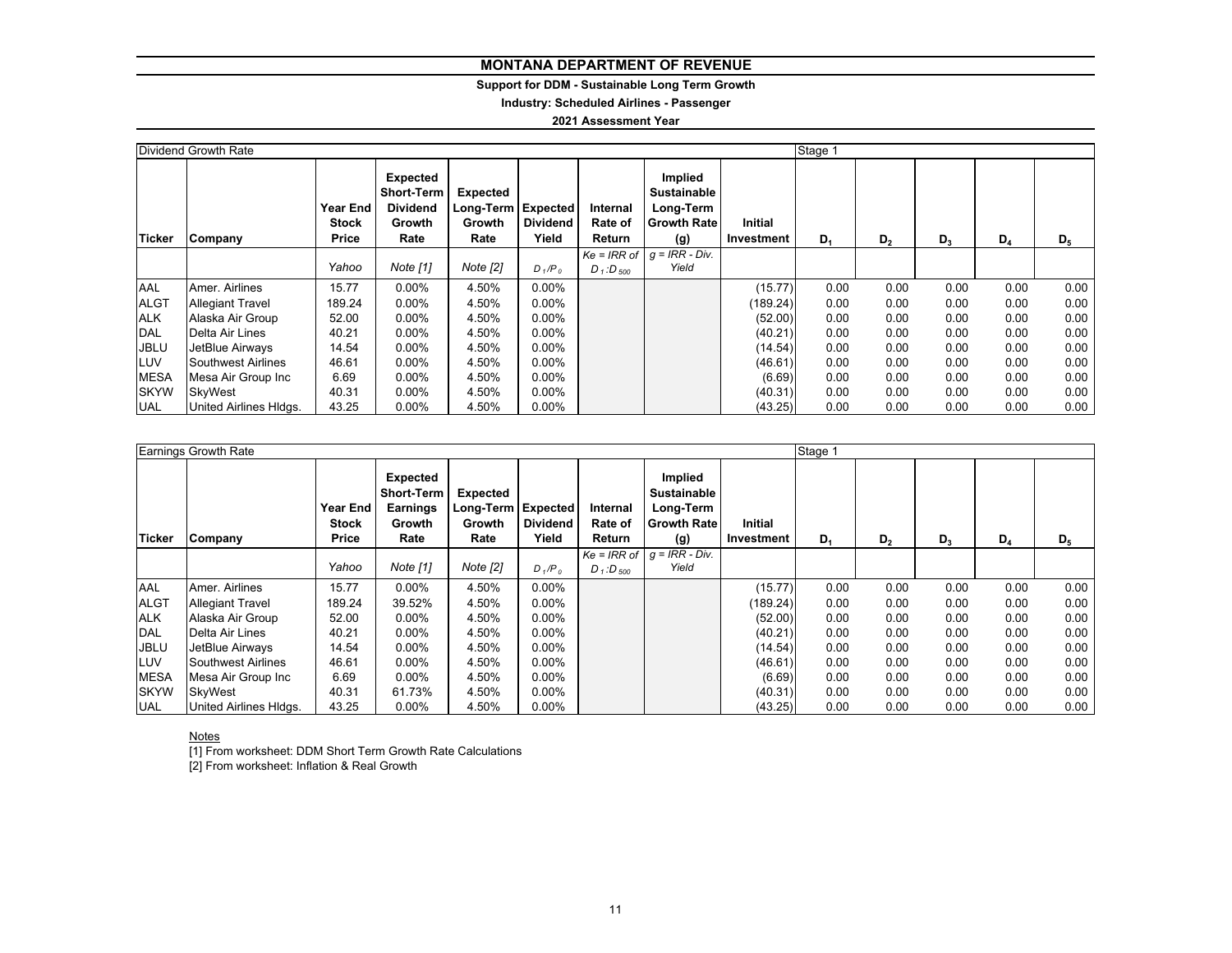# MONTANA DEPARTMENT OF REVENUE

**Support for DDM - Sustainable Long Term Growth**

**Industry: Scheduled Airlines - Passenger**

**2021 Assessment Year**

| Dividend Growth Rate | | | | | | | | | Stage 1 | | | | |
|---|---|---|---|---|---|---|---|---|---|---|---|---|---|
| **Ticker** | **Company** | **Year End Stock Price** | **Expected Short-Term Dividend Growth Rate** | **Expected Long-Term Growth Rate** | **Expected Dividend Yield** | **Internal Rate of Return** | **Implied Sustainable Long-Term Growth Rate (g)** | **Initial Investment** | **$D_1$** | **$D_2$** | **$D_3$** | **$D_4$** | **$D_5$** |
| | | *Yahoo* | *Note [1]* | *Note [2]* | $D_1/P_0$ | *Ke = IRR of* $D_1:D_{500}$ | *g = IRR - Div. Yield* | | | | | | |
| AAL | Amer. Airlines | 15.77 | 0.00% | 4.50% | 0.00% | | | (15.77) | 0.00 | 0.00 | 0.00 | 0.00 | 0.00 |
| ALGT | Allegiant Travel | 189.24 | 0.00% | 4.50% | 0.00% | | | (189.24) | 0.00 | 0.00 | 0.00 | 0.00 | 0.00 |
| ALK | Alaska Air Group | 52.00 | 0.00% | 4.50% | 0.00% | | | (52.00) | 0.00 | 0.00 | 0.00 | 0.00 | 0.00 |
| DAL | Delta Air Lines | 40.21 | 0.00% | 4.50% | 0.00% | | | (40.21) | 0.00 | 0.00 | 0.00 | 0.00 | 0.00 |
| JBLU | JetBlue Airways | 14.54 | 0.00% | 4.50% | 0.00% | | | (14.54) | 0.00 | 0.00 | 0.00 | 0.00 | 0.00 |
| LUV | Southwest Airlines | 46.61 | 0.00% | 4.50% | 0.00% | | | (46.61) | 0.00 | 0.00 | 0.00 | 0.00 | 0.00 |
| MESA | Mesa Air Group Inc | 6.69 | 0.00% | 4.50% | 0.00% | | | (6.69) | 0.00 | 0.00 | 0.00 | 0.00 | 0.00 |
| SKYW | SkyWest | 40.31 | 0.00% | 4.50% | 0.00% | | | (40.31) | 0.00 | 0.00 | 0.00 | 0.00 | 0.00 |
| UAL | United Airlines Hldgs. | 43.25 | 0.00% | 4.50% | 0.00% | | | (43.25) | 0.00 | 0.00 | 0.00 | 0.00 | 0.00 |

| Earnings Growth Rate | | | | | | | | | Stage 1 | | | | |
|---|---|---|---|---|---|---|---|---|---|---|---|---|---|
| **Ticker** | **Company** | **Year End Stock Price** | **Expected Short-Term Earnings Growth Rate** | **Expected Long-Term Growth Rate** | **Expected Dividend Yield** | **Internal Rate of Return** | **Implied Sustainable Long-Term Growth Rate (g)** | **Initial Investment** | **$D_1$** | **$D_2$** | **$D_3$** | **$D_4$** | **$D_5$** |
| | | *Yahoo* | *Note [1]* | *Note [2]* | $D_1/P_0$ | *Ke = IRR of* $D_1:D_{500}$ | *g = IRR - Div. Yield* | | | | | | |
| AAL | Amer. Airlines | 15.77 | 0.00% | 4.50% | 0.00% | | | (15.77) | 0.00 | 0.00 | 0.00 | 0.00 | 0.00 |
| ALGT | Allegiant Travel | 189.24 | 39.52% | 4.50% | 0.00% | | | (189.24) | 0.00 | 0.00 | 0.00 | 0.00 | 0.00 |
| ALK | Alaska Air Group | 52.00 | 0.00% | 4.50% | 0.00% | | | (52.00) | 0.00 | 0.00 | 0.00 | 0.00 | 0.00 |
| DAL | Delta Air Lines | 40.21 | 0.00% | 4.50% | 0.00% | | | (40.21) | 0.00 | 0.00 | 0.00 | 0.00 | 0.00 |
| JBLU | JetBlue Airways | 14.54 | 0.00% | 4.50% | 0.00% | | | (14.54) | 0.00 | 0.00 | 0.00 | 0.00 | 0.00 |
| LUV | Southwest Airlines | 46.61 | 0.00% | 4.50% | 0.00% | | | (46.61) | 0.00 | 0.00 | 0.00 | 0.00 | 0.00 |
| MESA | Mesa Air Group Inc | 6.69 | 0.00% | 4.50% | 0.00% | | | (6.69) | 0.00 | 0.00 | 0.00 | 0.00 | 0.00 |
| SKYW | SkyWest | 40.31 | 61.73% | 4.50% | 0.00% | | | (40.31) | 0.00 | 0.00 | 0.00 | 0.00 | 0.00 |
| UAL | United Airlines Hldgs. | 43.25 | 0.00% | 4.50% | 0.00% | | | (43.25) | 0.00 | 0.00 | 0.00 | 0.00 | 0.00 |

Notes

[1] From worksheet: DDM Short Term Growth Rate Calculations

[2] From worksheet: Inflation & Real Growth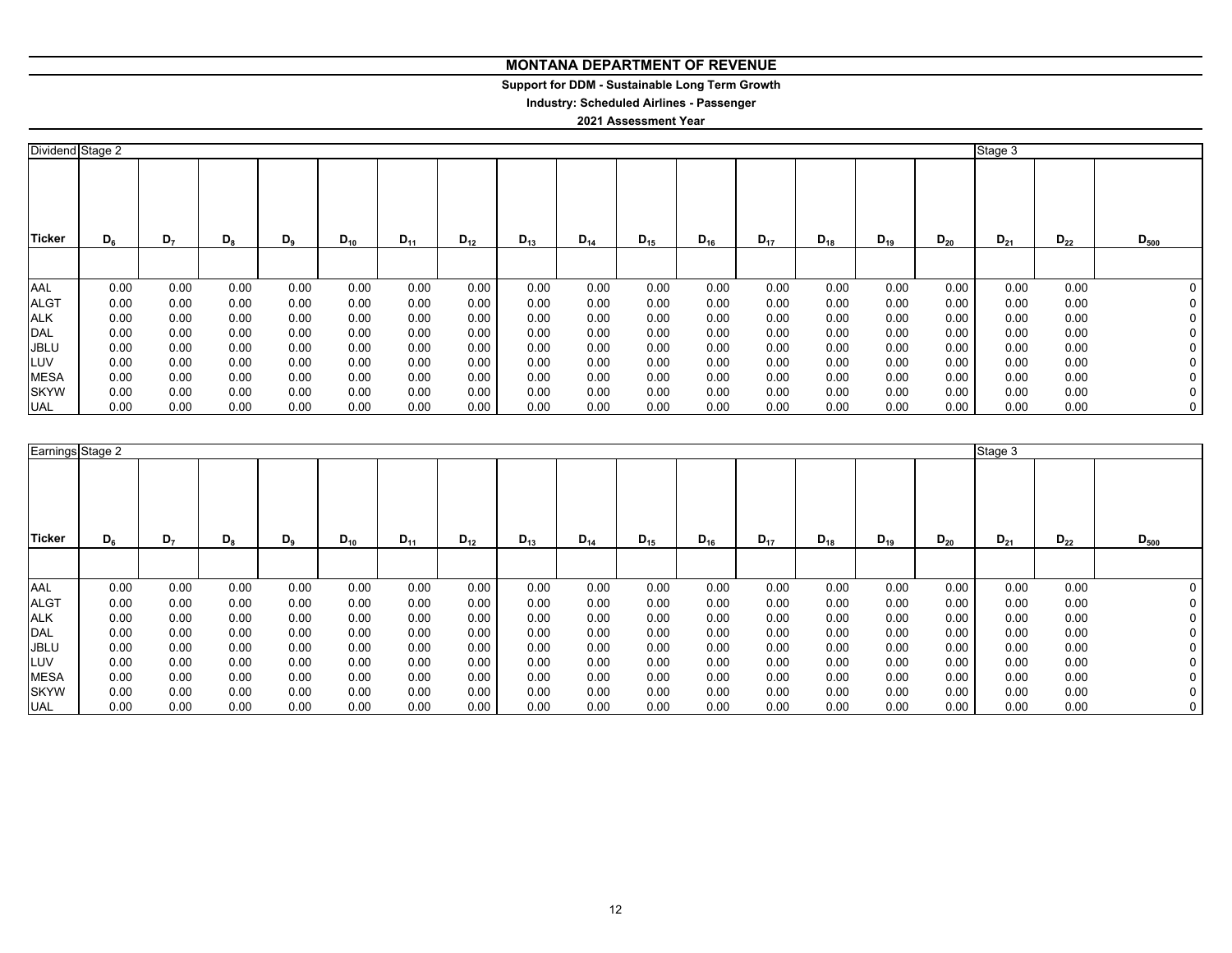# MONTANA DEPARTMENT OF REVENUE

**Support for DDM - Sustainable Long Term Growth**

**Industry: Scheduled Airlines - Passenger**

**2021 Assessment Year**

| Dividend | Stage 2 | | | | | | | | | | | | | | | Stage 3 | | |
|---|---|---|---|---|---|---|---|---|---|---|---|---|---|---|---|---|---|---|
| **Ticker** | $D_6$ | $D_7$ | $D_8$ | $D_9$ | $D_{10}$ | $D_{11}$ | $D_{12}$ | $D_{13}$ | $D_{14}$ | $D_{15}$ | $D_{16}$ | $D_{17}$ | $D_{18}$ | $D_{19}$ | $D_{20}$ | $D_{21}$ | $D_{22}$ | $D_{500}$ |
| AAL | 0.00 | 0.00 | 0.00 | 0.00 | 0.00 | 0.00 | 0.00 | 0.00 | 0.00 | 0.00 | 0.00 | 0.00 | 0.00 | 0.00 | 0.00 | 0.00 | 0.00 | 0 |
| ALGT | 0.00 | 0.00 | 0.00 | 0.00 | 0.00 | 0.00 | 0.00 | 0.00 | 0.00 | 0.00 | 0.00 | 0.00 | 0.00 | 0.00 | 0.00 | 0.00 | 0.00 | 0 |
| ALK | 0.00 | 0.00 | 0.00 | 0.00 | 0.00 | 0.00 | 0.00 | 0.00 | 0.00 | 0.00 | 0.00 | 0.00 | 0.00 | 0.00 | 0.00 | 0.00 | 0.00 | 0 |
| DAL | 0.00 | 0.00 | 0.00 | 0.00 | 0.00 | 0.00 | 0.00 | 0.00 | 0.00 | 0.00 | 0.00 | 0.00 | 0.00 | 0.00 | 0.00 | 0.00 | 0.00 | 0 |
| JBLU | 0.00 | 0.00 | 0.00 | 0.00 | 0.00 | 0.00 | 0.00 | 0.00 | 0.00 | 0.00 | 0.00 | 0.00 | 0.00 | 0.00 | 0.00 | 0.00 | 0.00 | 0 |
| LUV | 0.00 | 0.00 | 0.00 | 0.00 | 0.00 | 0.00 | 0.00 | 0.00 | 0.00 | 0.00 | 0.00 | 0.00 | 0.00 | 0.00 | 0.00 | 0.00 | 0.00 | 0 |
| MESA | 0.00 | 0.00 | 0.00 | 0.00 | 0.00 | 0.00 | 0.00 | 0.00 | 0.00 | 0.00 | 0.00 | 0.00 | 0.00 | 0.00 | 0.00 | 0.00 | 0.00 | 0 |
| SKYW | 0.00 | 0.00 | 0.00 | 0.00 | 0.00 | 0.00 | 0.00 | 0.00 | 0.00 | 0.00 | 0.00 | 0.00 | 0.00 | 0.00 | 0.00 | 0.00 | 0.00 | 0 |
| UAL | 0.00 | 0.00 | 0.00 | 0.00 | 0.00 | 0.00 | 0.00 | 0.00 | 0.00 | 0.00 | 0.00 | 0.00 | 0.00 | 0.00 | 0.00 | 0.00 | 0.00 | 0 |

| Earnings | Stage 2 | | | | | | | | | | | | | | | Stage 3 | | |
|---|---|---|---|---|---|---|---|---|---|---|---|---|---|---|---|---|---|---|
| **Ticker** | $D_6$ | $D_7$ | $D_8$ | $D_9$ | $D_{10}$ | $D_{11}$ | $D_{12}$ | $D_{13}$ | $D_{14}$ | $D_{15}$ | $D_{16}$ | $D_{17}$ | $D_{18}$ | $D_{19}$ | $D_{20}$ | $D_{21}$ | $D_{22}$ | $D_{500}$ |
| AAL | 0.00 | 0.00 | 0.00 | 0.00 | 0.00 | 0.00 | 0.00 | 0.00 | 0.00 | 0.00 | 0.00 | 0.00 | 0.00 | 0.00 | 0.00 | 0.00 | 0.00 | 0 |
| ALGT | 0.00 | 0.00 | 0.00 | 0.00 | 0.00 | 0.00 | 0.00 | 0.00 | 0.00 | 0.00 | 0.00 | 0.00 | 0.00 | 0.00 | 0.00 | 0.00 | 0.00 | 0 |
| ALK | 0.00 | 0.00 | 0.00 | 0.00 | 0.00 | 0.00 | 0.00 | 0.00 | 0.00 | 0.00 | 0.00 | 0.00 | 0.00 | 0.00 | 0.00 | 0.00 | 0.00 | 0 |
| DAL | 0.00 | 0.00 | 0.00 | 0.00 | 0.00 | 0.00 | 0.00 | 0.00 | 0.00 | 0.00 | 0.00 | 0.00 | 0.00 | 0.00 | 0.00 | 0.00 | 0.00 | 0 |
| JBLU | 0.00 | 0.00 | 0.00 | 0.00 | 0.00 | 0.00 | 0.00 | 0.00 | 0.00 | 0.00 | 0.00 | 0.00 | 0.00 | 0.00 | 0.00 | 0.00 | 0.00 | 0 |
| LUV | 0.00 | 0.00 | 0.00 | 0.00 | 0.00 | 0.00 | 0.00 | 0.00 | 0.00 | 0.00 | 0.00 | 0.00 | 0.00 | 0.00 | 0.00 | 0.00 | 0.00 | 0 |
| MESA | 0.00 | 0.00 | 0.00 | 0.00 | 0.00 | 0.00 | 0.00 | 0.00 | 0.00 | 0.00 | 0.00 | 0.00 | 0.00 | 0.00 | 0.00 | 0.00 | 0.00 | 0 |
| SKYW | 0.00 | 0.00 | 0.00 | 0.00 | 0.00 | 0.00 | 0.00 | 0.00 | 0.00 | 0.00 | 0.00 | 0.00 | 0.00 | 0.00 | 0.00 | 0.00 | 0.00 | 0 |
| UAL | 0.00 | 0.00 | 0.00 | 0.00 | 0.00 | 0.00 | 0.00 | 0.00 | 0.00 | 0.00 | 0.00 | 0.00 | 0.00 | 0.00 | 0.00 | 0.00 | 0.00 | 0 |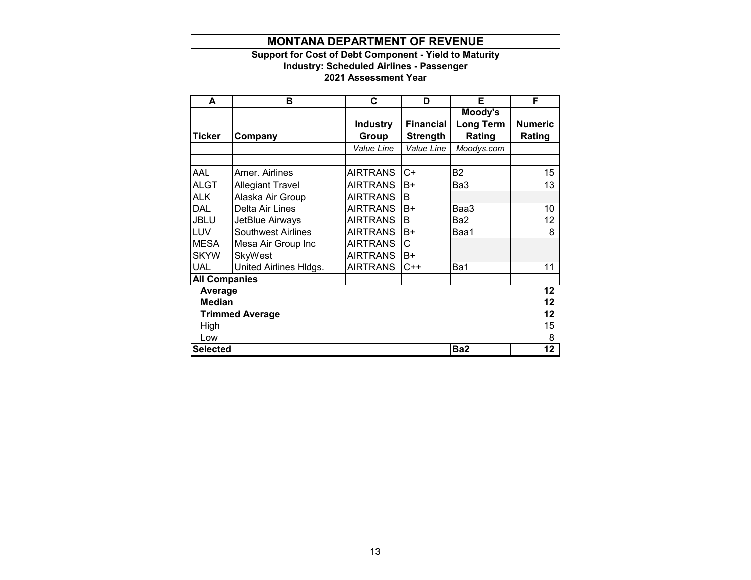# MONTANA DEPARTMENT OF REVENUE

**Support for Cost of Debt Component - Yield to Maturity**
**Industry: Scheduled Airlines - Passenger**
**2021 Assessment Year**

| A | B | C | D | E | F |
|---|---|---|---|---|---|
| **Ticker** | **Company** | **Industry Group** | **Financial Strength** | **Moody's Long Term Rating** | **Numeric Rating** |
| | | *Value Line* | *Value Line* | *Moodys.com* | |
| | | | | | |
| AAL | Amer. Airlines | AIRTRANS | C+ | B2 | 15 |
| ALGT | Allegiant Travel | AIRTRANS | B+ | Ba3 | 13 |
| ALK | Alaska Air Group | AIRTRANS | B | | |
| DAL | Delta Air Lines | AIRTRANS | B+ | Baa3 | 10 |
| JBLU | JetBlue Airways | AIRTRANS | B | Ba2 | 12 |
| LUV | Southwest Airlines | AIRTRANS | B+ | Baa1 | 8 |
| MESA | Mesa Air Group Inc | AIRTRANS | C | | |
| SKYW | SkyWest | AIRTRANS | B+ | | |
| UAL | United Airlines Hldgs. | AIRTRANS | C++ | Ba1 | 11 |
| **All Companies** | | | | | |
| **Average** | | | | | **12** |
| **Median** | | | | | **12** |
| **Trimmed Average** | | | | | **12** |
| High | | | | | 15 |
| Low | | | | | 8 |
| **Selected** | | | | **Ba2** | **12** |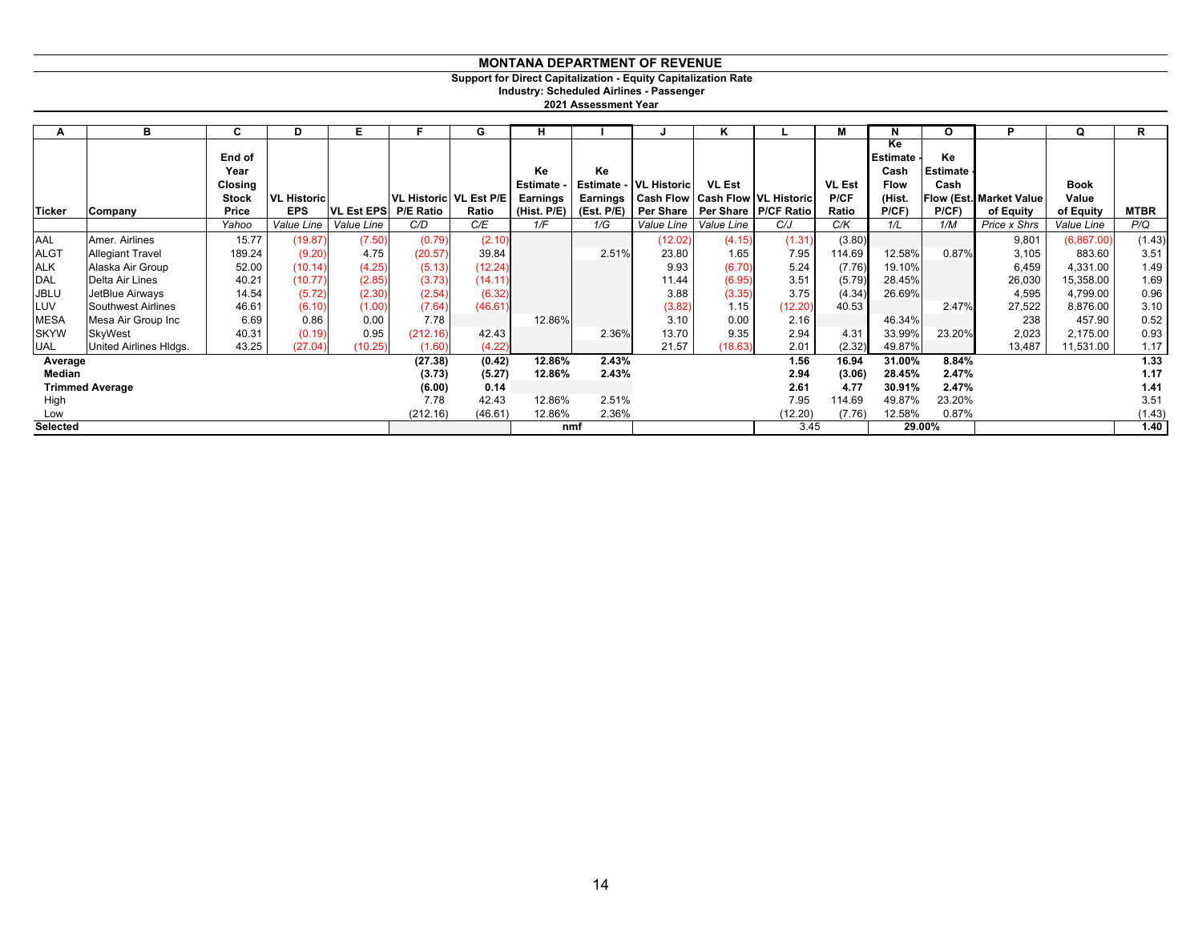# MONTANA DEPARTMENT OF REVENUE

**Support for Direct Capitalization - Equity Capitalization Rate**
**Industry: Scheduled Airlines - Passenger**
**2021 Assessment Year**

| A | B | C | D | E | F | G | H | I | J | K | L | M | N | O | P | Q | R |
|---|---|---|---|---|---|---|---|---|---|---|---|---|---|---|---|---|---|
| Ticker | Company | End of Year Closing Stock Price | VL Historic EPS | VL Est EPS | VL Historic P/E Ratio | VL Est P/E Ratio | Ke Estimate - Earnings (Hist. P/E) | Ke Estimate - Earnings (Est. P/E) | VL Historic Cash Flow Per Share | VL Est Cash Flow Per Share | VL Historic P/CF Ratio | VL Est P/CF Ratio | Ke Estimate - Cash Flow (Hist. P/CF) | Ke Estimate - Cash Flow (Est. P/CF) | Market Value of Equity | Book Value of Equity | MTBR |
| | | *Yahoo* | *Value Line* | *Value Line* | *C/D* | *C/E* | *1/F* | *1/G* | *Value Line* | *Value Line* | *C/J* | *C/K* | *1/L* | *1/M* | *Price x Shrs* | *Value Line* | *P/Q* |
| AAL | Amer. Airlines | 15.77 | (19.87) | (7.50) | (0.79) | (2.10) | | | (12.02) | (4.15) | (1.31) | (3.80) | | | 9,801 | (6,867.00) | (1.43) |
| ALGT | Allegiant Travel | 189.24 | (9.20) | 4.75 | (20.57) | 39.84 | | 2.51% | 23.80 | 1.65 | 7.95 | 114.69 | 12.58% | 0.87% | 3,105 | 883.60 | 3.51 |
| ALK | Alaska Air Group | 52.00 | (10.14) | (4.25) | (5.13) | (12.24) | | | 9.93 | (6.70) | 5.24 | (7.76) | 19.10% | | 6,459 | 4,331.00 | 1.49 |
| DAL | Delta Air Lines | 40.21 | (10.77) | (2.85) | (3.73) | (14.11) | | | 11.44 | (6.95) | 3.51 | (5.79) | 28.45% | | 26,030 | 15,358.00 | 1.69 |
| JBLU | JetBlue Airways | 14.54 | (5.72) | (2.30) | (2.54) | (6.32) | | | 3.88 | (3.35) | 3.75 | (4.34) | 26.69% | | 4,595 | 4,799.00 | 0.96 |
| LUV | Southwest Airlines | 46.61 | (6.10) | (1.00) | (7.64) | (46.61) | | | (3.82) | 1.15 | (12.20) | 40.53 | | 2.47% | 27,522 | 8,876.00 | 3.10 |
| MESA | Mesa Air Group Inc | 6.69 | 0.86 | 0.00 | 7.78 | | 12.86% | | 3.10 | 0.00 | 2.16 | | 46.34% | | 238 | 457.90 | 0.52 |
| SKYW | SkyWest | 40.31 | (0.19) | 0.95 | (212.16) | 42.43 | | 2.36% | 13.70 | 9.35 | 2.94 | 4.31 | 33.99% | 23.20% | 2,023 | 2,175.00 | 0.93 |
| UAL | United Airlines Hldgs. | 43.25 | (27.04) | (10.25) | (1.60) | (4.22) | | | 21.57 | (18.63) | 2.01 | (2.32) | 49.87% | | 13,487 | 11,531.00 | 1.17 |
| **Average** | | | | | **(27.38)** | **(0.42)** | **12.86%** | **2.43%** | | | **1.56** | **16.94** | **31.00%** | **8.84%** | | | **1.33** |
| **Median** | | | | | **(3.73)** | **(5.27)** | **12.86%** | **2.43%** | | | **2.94** | **(3.06)** | **28.45%** | **2.47%** | | | **1.17** |
| **Trimmed Average** | | | | | **(6.00)** | **0.14** | | | | | **2.61** | **4.77** | **30.91%** | **2.47%** | | | **1.41** |
| High | | | | | 7.78 | 42.43 | 12.86% | 2.51% | | | 7.95 | 114.69 | 49.87% | 23.20% | | | 3.51 |
| Low | | | | | (212.16) | (46.61) | 12.86% | 2.36% | | | (12.20) | (7.76) | 12.58% | 0.87% | | | (1.43) |
| **Selected** | | | | | | | **nmf** | | | | 3.45 | | **29.00%** | | | | **1.40** |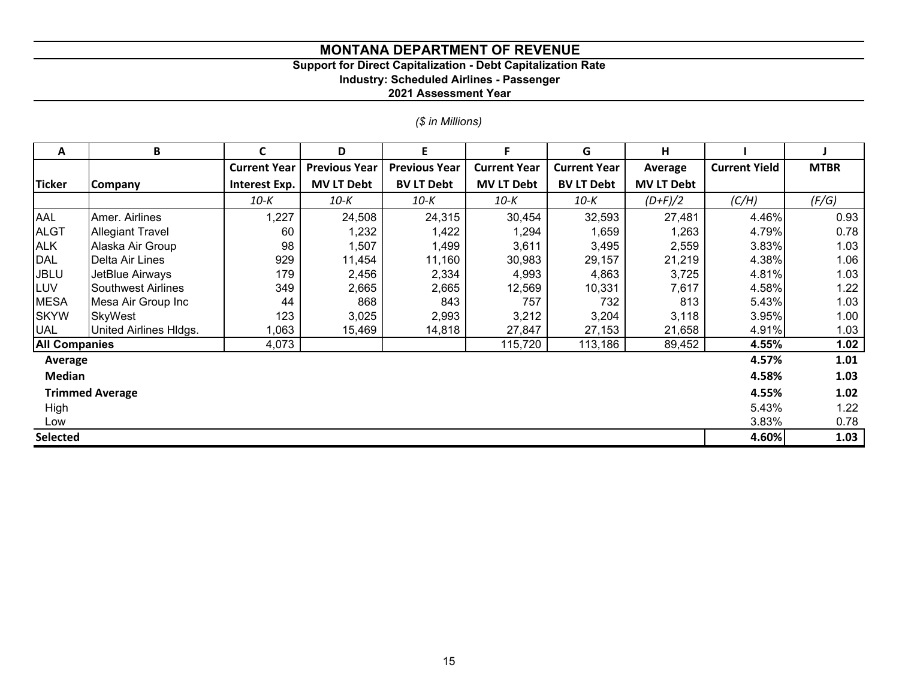# MONTANA DEPARTMENT OF REVENUE

**Support for Direct Capitalization - Debt Capitalization Rate**

**Industry: Scheduled Airlines - Passenger**

**2021 Assessment Year**

*($ in Millions)*

| A | B | C | D | E | F | G | H | I | J |
|---|---|---|---|---|---|---|---|---|---|
| **Ticker** | **Company** | **Current Year Interest Exp.** | **Previous Year MV LT Debt** | **Previous Year BV LT Debt** | **Current Year MV LT Debt** | **Current Year BV LT Debt** | **Average MV LT Debt** | **Current Yield** | **MTBR** |
| | | *10-K* | *10-K* | *10-K* | *10-K* | *10-K* | *(D+F)/2* | *(C/H)* | *(F/G)* |
| AAL | Amer. Airlines | 1,227 | 24,508 | 24,315 | 30,454 | 32,593 | 27,481 | 4.46% | 0.93 |
| ALGT | Allegiant Travel | 60 | 1,232 | 1,422 | 1,294 | 1,659 | 1,263 | 4.79% | 0.78 |
| ALK | Alaska Air Group | 98 | 1,507 | 1,499 | 3,611 | 3,495 | 2,559 | 3.83% | 1.03 |
| DAL | Delta Air Lines | 929 | 11,454 | 11,160 | 30,983 | 29,157 | 21,219 | 4.38% | 1.06 |
| JBLU | JetBlue Airways | 179 | 2,456 | 2,334 | 4,993 | 4,863 | 3,725 | 4.81% | 1.03 |
| LUV | Southwest Airlines | 349 | 2,665 | 2,665 | 12,569 | 10,331 | 7,617 | 4.58% | 1.22 |
| MESA | Mesa Air Group Inc | 44 | 868 | 843 | 757 | 732 | 813 | 5.43% | 1.03 |
| SKYW | SkyWest | 123 | 3,025 | 2,993 | 3,212 | 3,204 | 3,118 | 3.95% | 1.00 |
| UAL | United Airlines Hldgs. | 1,063 | 15,469 | 14,818 | 27,847 | 27,153 | 21,658 | 4.91% | 1.03 |
| **All Companies** | | 4,073 | | | 115,720 | 113,186 | 89,452 | **4.55%** | **1.02** |
| **Average** | | | | | | | | **4.57%** | **1.01** |
| **Median** | | | | | | | | **4.58%** | **1.03** |
| **Trimmed Average** | | | | | | | | **4.55%** | **1.02** |
| High | | | | | | | | 5.43% | 1.22 |
| Low | | | | | | | | 3.83% | 0.78 |
| **Selected** | | | | | | | | **4.60%** | **1.03** |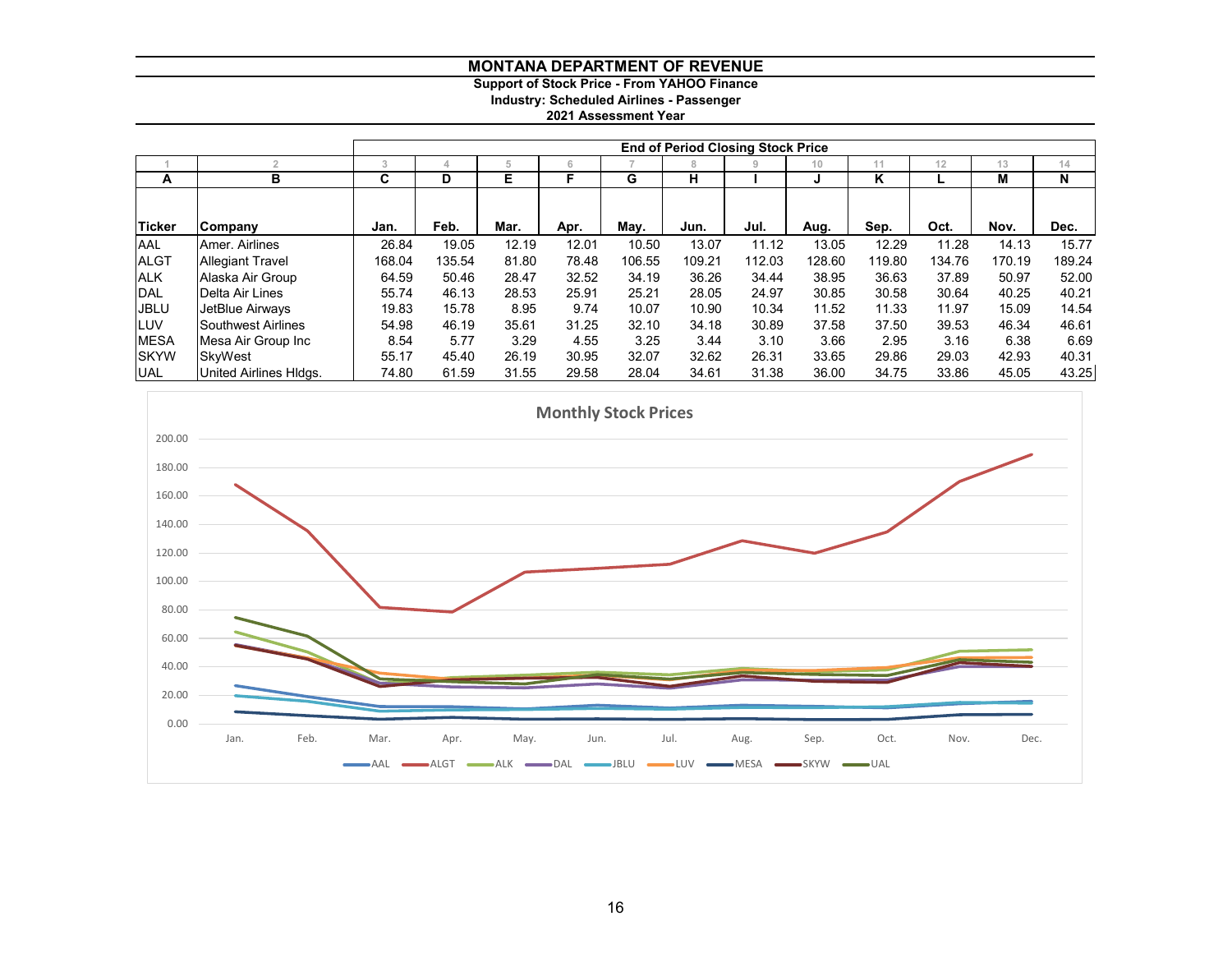# MONTANA DEPARTMENT OF REVENUE

**Support of Stock Price - From YAHOO Finance**
**Industry: Scheduled Airlines - Passenger**
**2021 Assessment Year**

| | | End of Period Closing Stock Price | | | | | | | | | | | |
|---|---|---|---|---|---|---|---|---|---|---|---|---|---|
| 1 | 2 | 3 | 4 | 5 | 6 | 7 | 8 | 9 | 10 | 11 | 12 | 13 | 14 |
| A | B | C | D | E | F | G | H | I | J | K | L | M | N |
| Ticker | Company | Jan. | Feb. | Mar. | Apr. | May. | Jun. | Jul. | Aug. | Sep. | Oct. | Nov. | Dec. |
| AAL | Amer. Airlines | 26.84 | 19.05 | 12.19 | 12.01 | 10.50 | 13.07 | 11.12 | 13.05 | 12.29 | 11.28 | 14.13 | 15.77 |
| ALGT | Allegiant Travel | 168.04 | 135.54 | 81.80 | 78.48 | 106.55 | 109.21 | 112.03 | 128.60 | 119.80 | 134.76 | 170.19 | 189.24 |
| ALK | Alaska Air Group | 64.59 | 50.46 | 28.47 | 32.52 | 34.19 | 36.26 | 34.44 | 38.95 | 36.63 | 37.89 | 50.97 | 52.00 |
| DAL | Delta Air Lines | 55.74 | 46.13 | 28.53 | 25.91 | 25.21 | 28.05 | 24.97 | 30.85 | 30.58 | 30.64 | 40.25 | 40.21 |
| JBLU | JetBlue Airways | 19.83 | 15.78 | 8.95 | 9.74 | 10.07 | 10.90 | 10.34 | 11.52 | 11.33 | 11.97 | 15.09 | 14.54 |
| LUV | Southwest Airlines | 54.98 | 46.19 | 35.61 | 31.25 | 32.10 | 34.18 | 30.89 | 37.58 | 37.50 | 39.53 | 46.34 | 46.61 |
| MESA | Mesa Air Group Inc | 8.54 | 5.77 | 3.29 | 4.55 | 3.25 | 3.44 | 3.10 | 3.66 | 2.95 | 3.16 | 6.38 | 6.69 |
| SKYW | SkyWest | 55.17 | 45.40 | 26.19 | 30.95 | 32.07 | 32.62 | 26.31 | 33.65 | 29.86 | 29.03 | 42.93 | 40.31 |
| UAL | United Airlines Hldgs. | 74.80 | 61.59 | 31.55 | 29.58 | 28.04 | 34.61 | 31.38 | 36.00 | 34.75 | 33.86 | 45.05 | 43.25 |

**Monthly Stock Prices**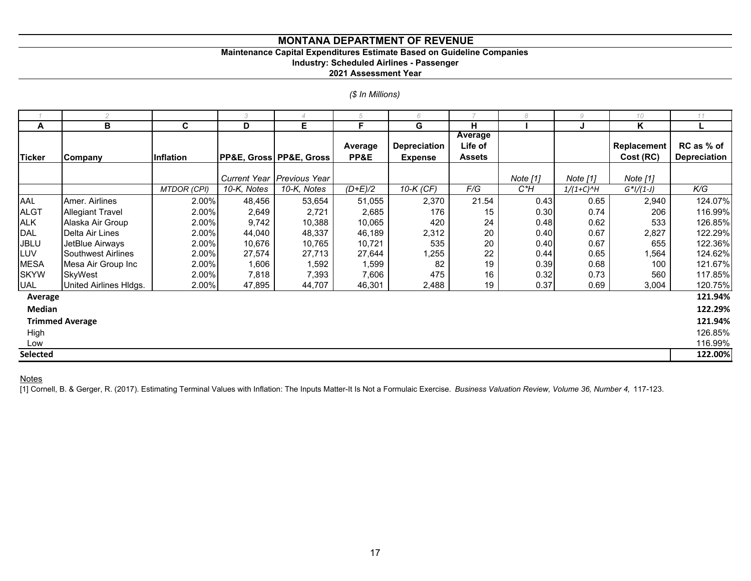# MONTANA DEPARTMENT OF REVENUE

**Maintenance Capital Expenditures Estimate Based on Guideline Companies**
**Industry: Scheduled Airlines - Passenger**
**2021 Assessment Year**

*($ In Millions)*

| 1 | 2 | | 3 | 4 | 5 | 6 | 7 | 8 | 9 | 10 | 11 |
|---|---|---|---|---|---|---|---|---|---|---|---|
| **A** | **B** | **C** | **D** | **E** | **F** | **G** | **H** | **I** | **J** | **K** | **L** |
| **Ticker** | **Company** | **Inflation** | **PP&E, Gross** | **PP&E, Gross** | **Average PP&E** | **Depreciation Expense** | **Average Life of Assets** | | | **Replacement Cost (RC)** | **RC as % of Depreciation** |
| | | | *Current Year* | *Previous Year* | | | | *Note [1]* | *Note [1]* | *Note [1]* | |
| | | *MTDOR (CPI)* | *10-K, Notes* | *10-K, Notes* | *(D+E)/2* | *10-K (CF)* | *F/G* | *C\*H* | *1/(1+C)^H* | *G\*I/(1-J)* | *K/G* |
| AAL | Amer. Airlines | 2.00% | 48,456 | 53,654 | 51,055 | 2,370 | 21.54 | 0.43 | 0.65 | 2,940 | 124.07% |
| ALGT | Allegiant Travel | 2.00% | 2,649 | 2,721 | 2,685 | 176 | 15 | 0.30 | 0.74 | 206 | 116.99% |
| ALK | Alaska Air Group | 2.00% | 9,742 | 10,388 | 10,065 | 420 | 24 | 0.48 | 0.62 | 533 | 126.85% |
| DAL | Delta Air Lines | 2.00% | 44,040 | 48,337 | 46,189 | 2,312 | 20 | 0.40 | 0.67 | 2,827 | 122.29% |
| JBLU | JetBlue Airways | 2.00% | 10,676 | 10,765 | 10,721 | 535 | 20 | 0.40 | 0.67 | 655 | 122.36% |
| LUV | Southwest Airlines | 2.00% | 27,574 | 27,713 | 27,644 | 1,255 | 22 | 0.44 | 0.65 | 1,564 | 124.62% |
| MESA | Mesa Air Group Inc | 2.00% | 1,606 | 1,592 | 1,599 | 82 | 19 | 0.39 | 0.68 | 100 | 121.67% |
| SKYW | SkyWest | 2.00% | 7,818 | 7,393 | 7,606 | 475 | 16 | 0.32 | 0.73 | 560 | 117.85% |
| UAL | United Airlines Hldgs. | 2.00% | 47,895 | 44,707 | 46,301 | 2,488 | 19 | 0.37 | 0.69 | 3,004 | 120.75% |
| **Average** | | | | | | | | | | | **121.94%** |
| **Median** | | | | | | | | | | | **122.29%** |
| **Trimmed Average** | | | | | | | | | | | **121.94%** |
| High | | | | | | | | | | | 126.85% |
| Low | | | | | | | | | | | 116.99% |
| **Selected** | | | | | | | | | | | **122.00%** |

Notes

[1] Cornell, B. & Gerger, R. (2017). Estimating Terminal Values with Inflation: The Inputs Matter-It Is Not a Formulaic Exercise. *Business Valuation Review, Volume 36, Number 4,* 117-123.